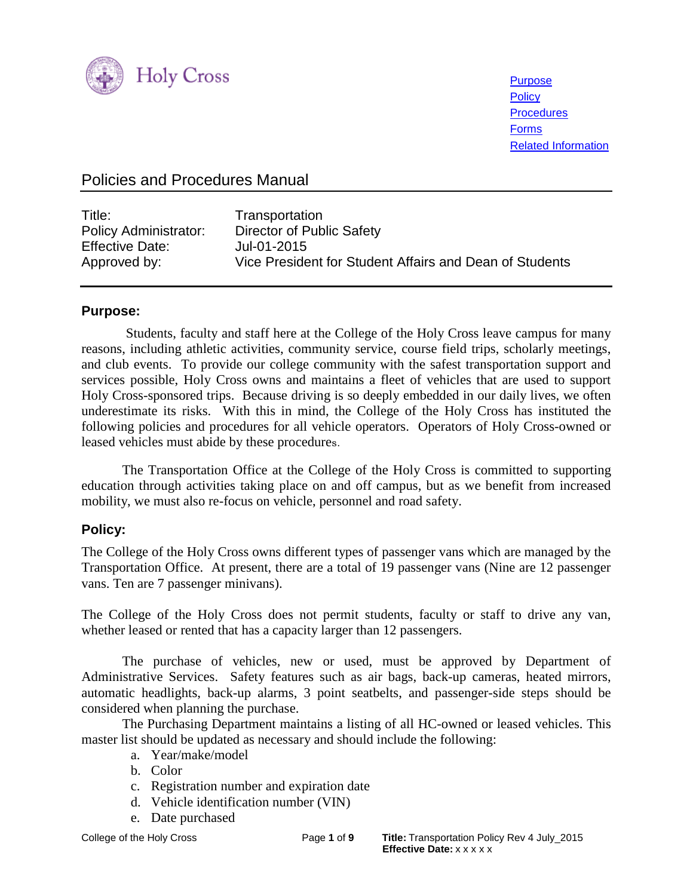Holy Cross

[Purpose](#)
[Policy](#)
[Procedures](#)
[Forms](#)
[Related Information](#)

# Policies and Procedures Manual

| | |
|---|---|
| Title: | Transportation |
| Policy Administrator: | Director of Public Safety |
| Effective Date: | Jul-01-2015 |
| Approved by: | Vice President for Student Affairs and Dean of Students |

## Purpose:

Students, faculty and staff here at the College of the Holy Cross leave campus for many reasons, including athletic activities, community service, course field trips, scholarly meetings, and club events. To provide our college community with the safest transportation support and services possible, Holy Cross owns and maintains a fleet of vehicles that are used to support Holy Cross-sponsored trips. Because driving is so deeply embedded in our daily lives, we often underestimate its risks. With this in mind, the College of the Holy Cross has instituted the following policies and procedures for all vehicle operators. Operators of Holy Cross-owned or leased vehicles must abide by these procedures.

The Transportation Office at the College of the Holy Cross is committed to supporting education through activities taking place on and off campus, but as we benefit from increased mobility, we must also re-focus on vehicle, personnel and road safety.

## Policy:

The College of the Holy Cross owns different types of passenger vans which are managed by the Transportation Office. At present, there are a total of 19 passenger vans (Nine are 12 passenger vans. Ten are 7 passenger minivans).

The College of the Holy Cross does not permit students, faculty or staff to drive any van, whether leased or rented that has a capacity larger than 12 passengers.

The purchase of vehicles, new or used, must be approved by Department of Administrative Services. Safety features such as air bags, back-up cameras, heated mirrors, automatic headlights, back-up alarms, 3 point seatbelts, and passenger-side steps should be considered when planning the purchase.

The Purchasing Department maintains a listing of all HC-owned or leased vehicles. This master list should be updated as necessary and should include the following:

a. Year/make/model
b. Color
c. Registration number and expiration date
d. Vehicle identification number (VIN)
e. Date purchased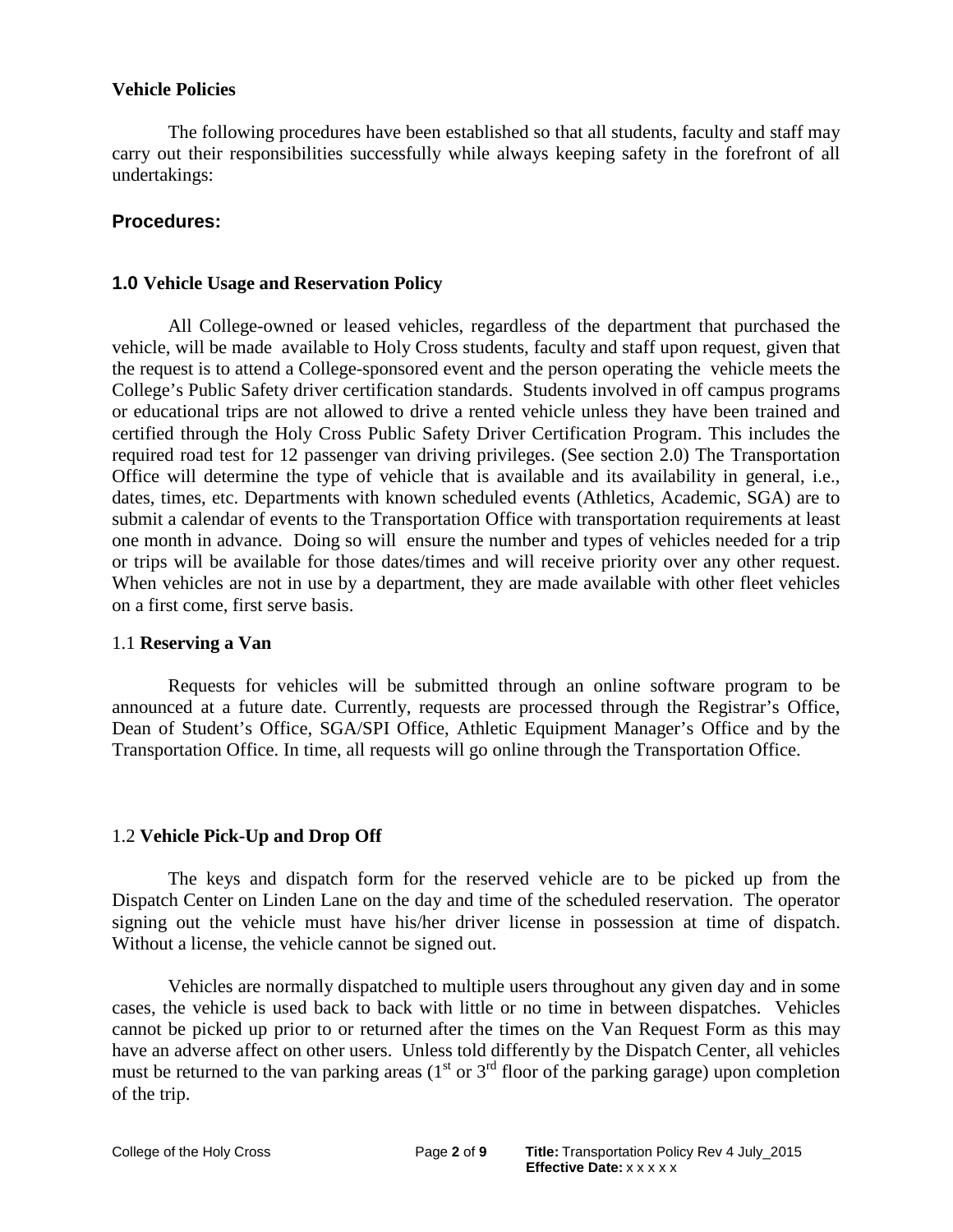**Vehicle Policies**

The following procedures have been established so that all students, faculty and staff may carry out their responsibilities successfully while always keeping safety in the forefront of all undertakings:

## Procedures:

### 1.0 Vehicle Usage and Reservation Policy

All College-owned or leased vehicles, regardless of the department that purchased the vehicle, will be made available to Holy Cross students, faculty and staff upon request, given that the request is to attend a College-sponsored event and the person operating the vehicle meets the College's Public Safety driver certification standards. Students involved in off campus programs or educational trips are not allowed to drive a rented vehicle unless they have been trained and certified through the Holy Cross Public Safety Driver Certification Program. This includes the required road test for 12 passenger van driving privileges. (See section 2.0) The Transportation Office will determine the type of vehicle that is available and its availability in general, i.e., dates, times, etc. Departments with known scheduled events (Athletics, Academic, SGA) are to submit a calendar of events to the Transportation Office with transportation requirements at least one month in advance. Doing so will ensure the number and types of vehicles needed for a trip or trips will be available for those dates/times and will receive priority over any other request. When vehicles are not in use by a department, they are made available with other fleet vehicles on a first come, first serve basis.

#### 1.1 **Reserving a Van**

Requests for vehicles will be submitted through an online software program to be announced at a future date. Currently, requests are processed through the Registrar's Office, Dean of Student's Office, SGA/SPI Office, Athletic Equipment Manager's Office and by the Transportation Office. In time, all requests will go online through the Transportation Office.

#### 1.2 **Vehicle Pick-Up and Drop Off**

The keys and dispatch form for the reserved vehicle are to be picked up from the Dispatch Center on Linden Lane on the day and time of the scheduled reservation. The operator signing out the vehicle must have his/her driver license in possession at time of dispatch. Without a license, the vehicle cannot be signed out.

Vehicles are normally dispatched to multiple users throughout any given day and in some cases, the vehicle is used back to back with little or no time in between dispatches. Vehicles cannot be picked up prior to or returned after the times on the Van Request Form as this may have an adverse affect on other users. Unless told differently by the Dispatch Center, all vehicles must be returned to the van parking areas (1st or 3rd floor of the parking garage) upon completion of the trip.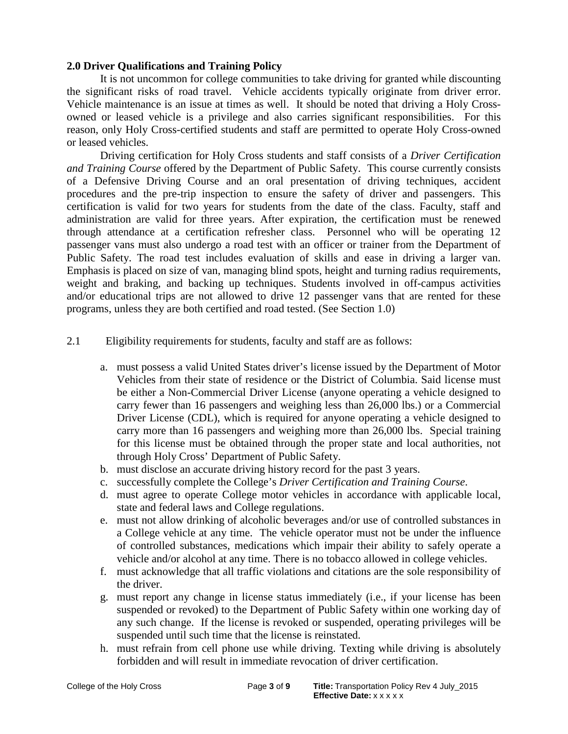## 2.0 Driver Qualifications and Training Policy

It is not uncommon for college communities to take driving for granted while discounting the significant risks of road travel. Vehicle accidents typically originate from driver error. Vehicle maintenance is an issue at times as well. It should be noted that driving a Holy Cross-owned or leased vehicle is a privilege and also carries significant responsibilities. For this reason, only Holy Cross-certified students and staff are permitted to operate Holy Cross-owned or leased vehicles.

Driving certification for Holy Cross students and staff consists of a *Driver Certification and Training Course* offered by the Department of Public Safety. This course currently consists of a Defensive Driving Course and an oral presentation of driving techniques, accident procedures and the pre-trip inspection to ensure the safety of driver and passengers. This certification is valid for two years for students from the date of the class. Faculty, staff and administration are valid for three years. After expiration, the certification must be renewed through attendance at a certification refresher class. Personnel who will be operating 12 passenger vans must also undergo a road test with an officer or trainer from the Department of Public Safety. The road test includes evaluation of skills and ease in driving a larger van. Emphasis is placed on size of van, managing blind spots, height and turning radius requirements, weight and braking, and backing up techniques. Students involved in off-campus activities and/or educational trips are not allowed to drive 12 passenger vans that are rented for these programs, unless they are both certified and road tested. (See Section 1.0)

2.1 Eligibility requirements for students, faculty and staff are as follows:

a. must possess a valid United States driver's license issued by the Department of Motor Vehicles from their state of residence or the District of Columbia. Said license must be either a Non-Commercial Driver License (anyone operating a vehicle designed to carry fewer than 16 passengers and weighing less than 26,000 lbs.) or a Commercial Driver License (CDL), which is required for anyone operating a vehicle designed to carry more than 16 passengers and weighing more than 26,000 lbs. Special training for this license must be obtained through the proper state and local authorities, not through Holy Cross' Department of Public Safety.
b. must disclose an accurate driving history record for the past 3 years.
c. successfully complete the College's *Driver Certification and Training Course*.
d. must agree to operate College motor vehicles in accordance with applicable local, state and federal laws and College regulations.
e. must not allow drinking of alcoholic beverages and/or use of controlled substances in a College vehicle at any time. The vehicle operator must not be under the influence of controlled substances, medications which impair their ability to safely operate a vehicle and/or alcohol at any time. There is no tobacco allowed in college vehicles.
f. must acknowledge that all traffic violations and citations are the sole responsibility of the driver.
g. must report any change in license status immediately (i.e., if your license has been suspended or revoked) to the Department of Public Safety within one working day of any such change. If the license is revoked or suspended, operating privileges will be suspended until such time that the license is reinstated.
h. must refrain from cell phone use while driving. Texting while driving is absolutely forbidden and will result in immediate revocation of driver certification.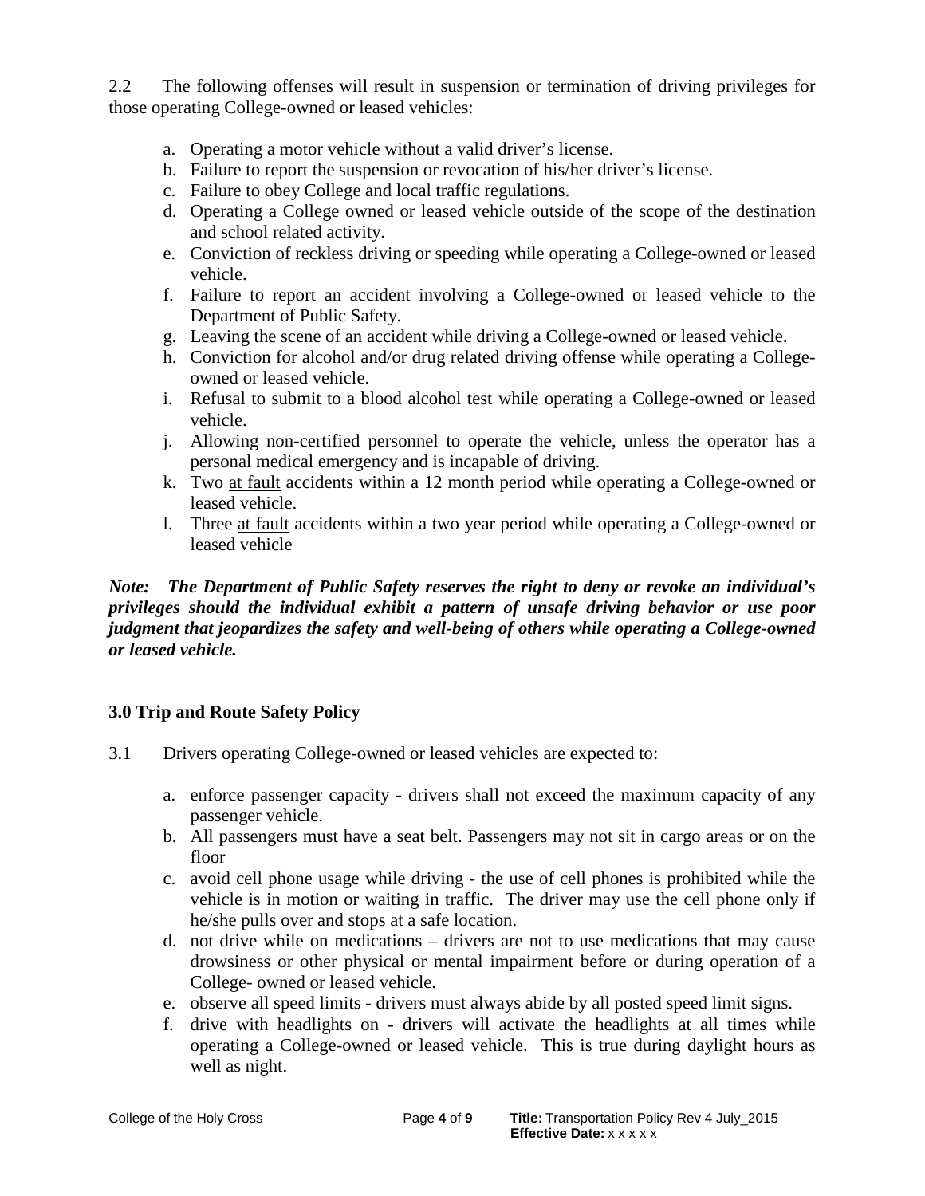2.2 The following offenses will result in suspension or termination of driving privileges for those operating College-owned or leased vehicles:

a. Operating a motor vehicle without a valid driver's license.
b. Failure to report the suspension or revocation of his/her driver's license.
c. Failure to obey College and local traffic regulations.
d. Operating a College owned or leased vehicle outside of the scope of the destination and school related activity.
e. Conviction of reckless driving or speeding while operating a College-owned or leased vehicle.
f. Failure to report an accident involving a College-owned or leased vehicle to the Department of Public Safety.
g. Leaving the scene of an accident while driving a College-owned or leased vehicle.
h. Conviction for alcohol and/or drug related driving offense while operating a College-owned or leased vehicle.
i. Refusal to submit to a blood alcohol test while operating a College-owned or leased vehicle.
j. Allowing non-certified personnel to operate the vehicle, unless the operator has a personal medical emergency and is incapable of driving.
k. Two <u>at fault</u> accidents within a 12 month period while operating a College-owned or leased vehicle.
l. Three <u>at fault</u> accidents within a two year period while operating a College-owned or leased vehicle

***Note: The Department of Public Safety reserves the right to deny or revoke an individual's privileges should the individual exhibit a pattern of unsafe driving behavior or use poor judgment that jeopardizes the safety and well-being of others while operating a College-owned or leased vehicle.***

## 3.0 Trip and Route Safety Policy

3.1 Drivers operating College-owned or leased vehicles are expected to:

a. enforce passenger capacity - drivers shall not exceed the maximum capacity of any passenger vehicle.
b. All passengers must have a seat belt. Passengers may not sit in cargo areas or on the floor
c. avoid cell phone usage while driving - the use of cell phones is prohibited while the vehicle is in motion or waiting in traffic. The driver may use the cell phone only if he/she pulls over and stops at a safe location.
d. not drive while on medications – drivers are not to use medications that may cause drowsiness or other physical or mental impairment before or during operation of a College- owned or leased vehicle.
e. observe all speed limits - drivers must always abide by all posted speed limit signs.
f. drive with headlights on - drivers will activate the headlights at all times while operating a College-owned or leased vehicle. This is true during daylight hours as well as night.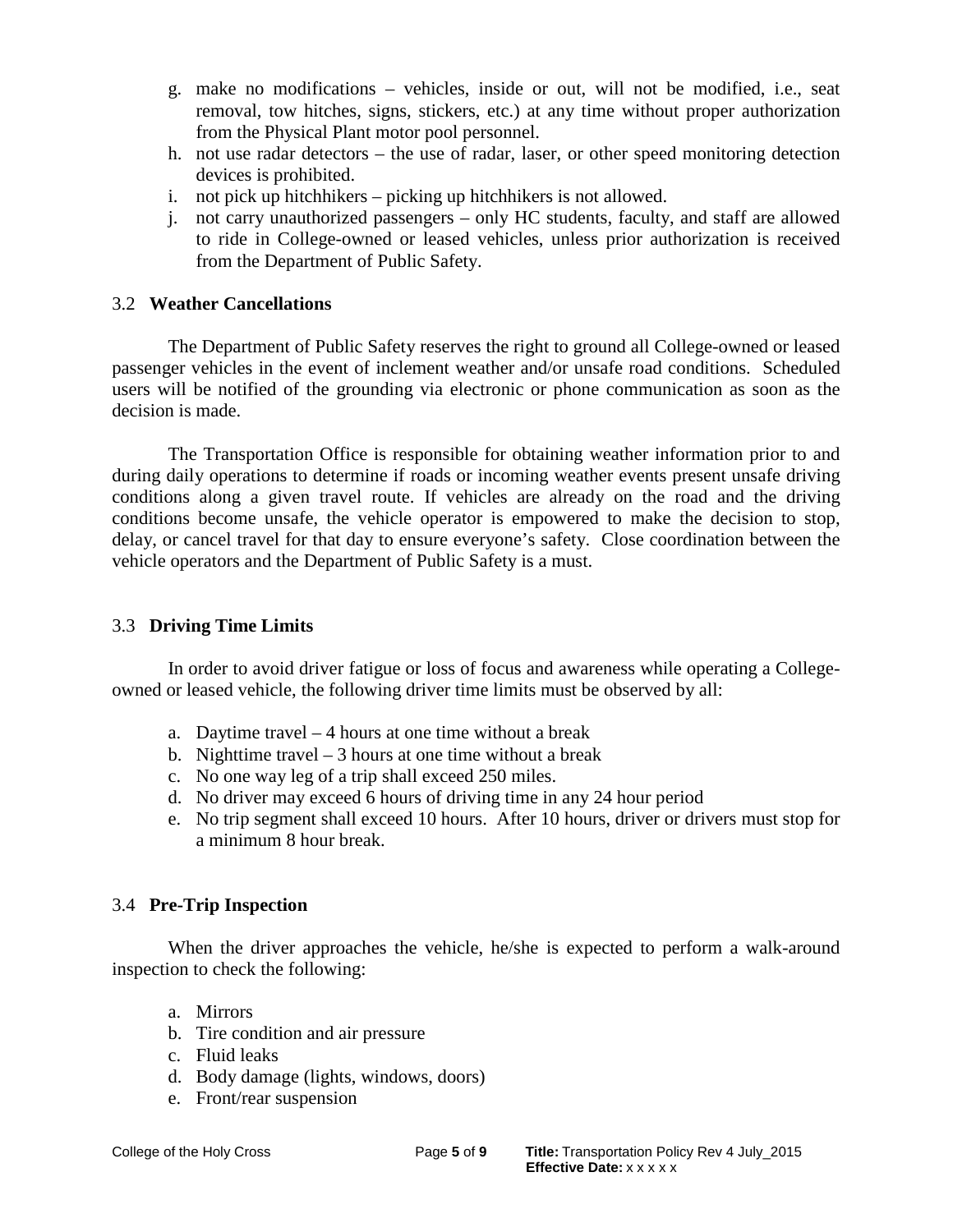g. make no modifications – vehicles, inside or out, will not be modified, i.e., seat removal, tow hitches, signs, stickers, etc.) at any time without proper authorization from the Physical Plant motor pool personnel.
h. not use radar detectors – the use of radar, laser, or other speed monitoring detection devices is prohibited.
i. not pick up hitchhikers – picking up hitchhikers is not allowed.
j. not carry unauthorized passengers – only HC students, faculty, and staff are allowed to ride in College-owned or leased vehicles, unless prior authorization is received from the Department of Public Safety.

## 3.2 **Weather Cancellations**

The Department of Public Safety reserves the right to ground all College-owned or leased passenger vehicles in the event of inclement weather and/or unsafe road conditions. Scheduled users will be notified of the grounding via electronic or phone communication as soon as the decision is made.

The Transportation Office is responsible for obtaining weather information prior to and during daily operations to determine if roads or incoming weather events present unsafe driving conditions along a given travel route. If vehicles are already on the road and the driving conditions become unsafe, the vehicle operator is empowered to make the decision to stop, delay, or cancel travel for that day to ensure everyone's safety. Close coordination between the vehicle operators and the Department of Public Safety is a must.

## 3.3 **Driving Time Limits**

In order to avoid driver fatigue or loss of focus and awareness while operating a College-owned or leased vehicle, the following driver time limits must be observed by all:

a. Daytime travel – 4 hours at one time without a break
b. Nighttime travel – 3 hours at one time without a break
c. No one way leg of a trip shall exceed 250 miles.
d. No driver may exceed 6 hours of driving time in any 24 hour period
e. No trip segment shall exceed 10 hours. After 10 hours, driver or drivers must stop for a minimum 8 hour break.

## 3.4 **Pre-Trip Inspection**

When the driver approaches the vehicle, he/she is expected to perform a walk-around inspection to check the following:

a. Mirrors
b. Tire condition and air pressure
c. Fluid leaks
d. Body damage (lights, windows, doors)
e. Front/rear suspension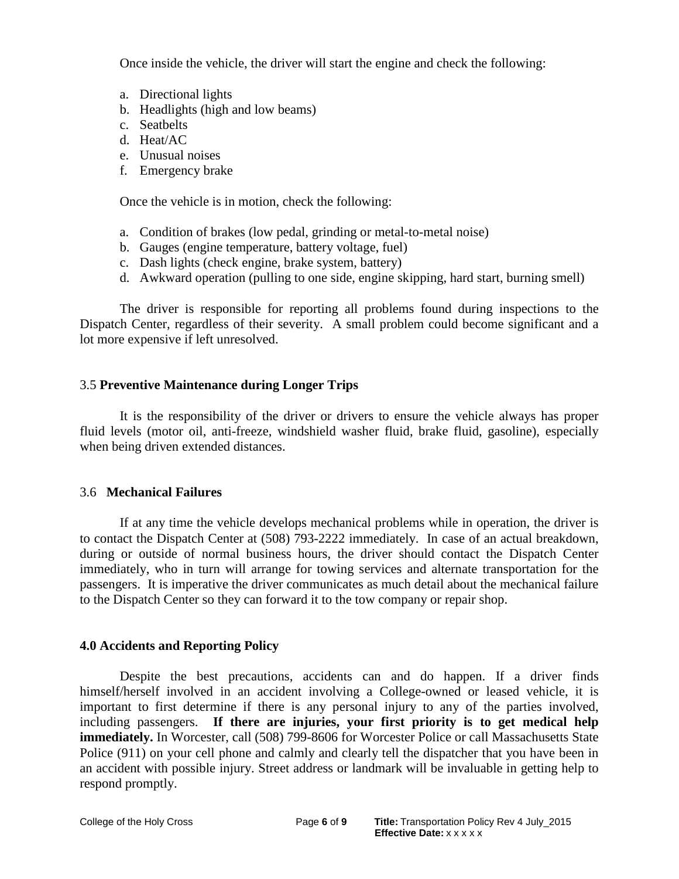Once inside the vehicle, the driver will start the engine and check the following:

a. Directional lights
b. Headlights (high and low beams)
c. Seatbelts
d. Heat/AC
e. Unusual noises
f. Emergency brake

Once the vehicle is in motion, check the following:

a. Condition of brakes (low pedal, grinding or metal-to-metal noise)
b. Gauges (engine temperature, battery voltage, fuel)
c. Dash lights (check engine, brake system, battery)
d. Awkward operation (pulling to one side, engine skipping, hard start, burning smell)

The driver is responsible for reporting all problems found during inspections to the Dispatch Center, regardless of their severity. A small problem could become significant and a lot more expensive if left unresolved.

### 3.5 **Preventive Maintenance during Longer Trips**

It is the responsibility of the driver or drivers to ensure the vehicle always has proper fluid levels (motor oil, anti-freeze, windshield washer fluid, brake fluid, gasoline), especially when being driven extended distances.

### 3.6 **Mechanical Failures**

If at any time the vehicle develops mechanical problems while in operation, the driver is to contact the Dispatch Center at (508) 793-2222 immediately. In case of an actual breakdown, during or outside of normal business hours, the driver should contact the Dispatch Center immediately, who in turn will arrange for towing services and alternate transportation for the passengers. It is imperative the driver communicates as much detail about the mechanical failure to the Dispatch Center so they can forward it to the tow company or repair shop.

## **4.0 Accidents and Reporting Policy**

Despite the best precautions, accidents can and do happen. If a driver finds himself/herself involved in an accident involving a College-owned or leased vehicle, it is important to first determine if there is any personal injury to any of the parties involved, including passengers. **If there are injuries, your first priority is to get medical help immediately.** In Worcester, call (508) 799-8606 for Worcester Police or call Massachusetts State Police (911) on your cell phone and calmly and clearly tell the dispatcher that you have been in an accident with possible injury. Street address or landmark will be invaluable in getting help to respond promptly.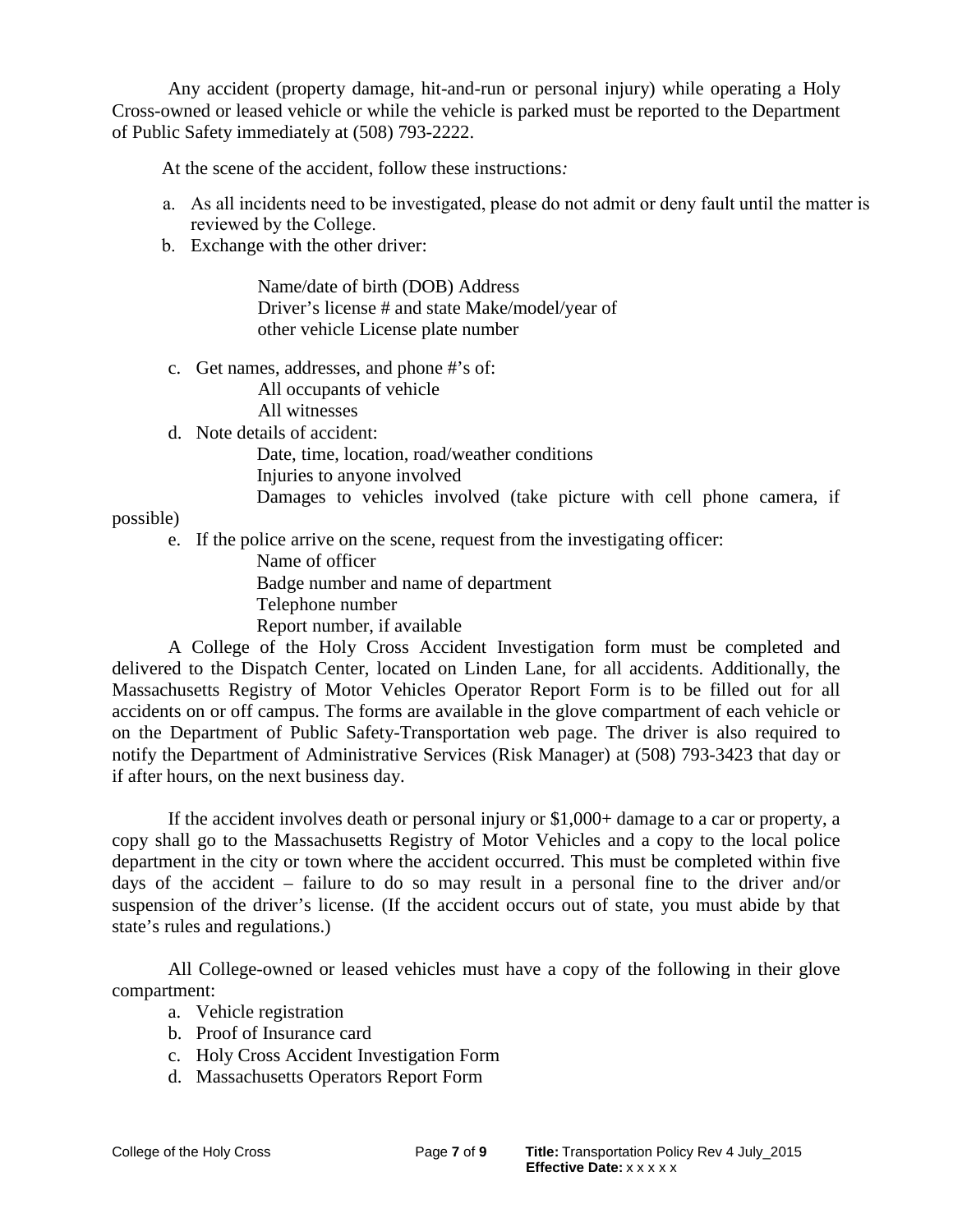Any accident (property damage, hit-and-run or personal injury) while operating a Holy Cross-owned or leased vehicle or while the vehicle is parked must be reported to the Department of Public Safety immediately at (508) 793-2222.

At the scene of the accident, follow these instructions*:*

a. As all incidents need to be investigated, please do not admit or deny fault until the matter is reviewed by the College.
b. Exchange with the other driver:

   Name/date of birth (DOB) Address
   Driver's license # and state Make/model/year of
   other vehicle License plate number

c. Get names, addresses, and phone #'s of:
   All occupants of vehicle
   All witnesses
d. Note details of accident:
   Date, time, location, road/weather conditions
   Injuries to anyone involved
   Damages to vehicles involved (take picture with cell phone camera, if possible)
e. If the police arrive on the scene, request from the investigating officer:
   Name of officer
   Badge number and name of department
   Telephone number
   Report number, if available

A College of the Holy Cross Accident Investigation form must be completed and delivered to the Dispatch Center, located on Linden Lane, for all accidents. Additionally, the Massachusetts Registry of Motor Vehicles Operator Report Form is to be filled out for all accidents on or off campus. The forms are available in the glove compartment of each vehicle or on the Department of Public Safety-Transportation web page. The driver is also required to notify the Department of Administrative Services (Risk Manager) at (508) 793-3423 that day or if after hours, on the next business day.

If the accident involves death or personal injury or $1,000+ damage to a car or property, a copy shall go to the Massachusetts Registry of Motor Vehicles and a copy to the local police department in the city or town where the accident occurred. This must be completed within five days of the accident – failure to do so may result in a personal fine to the driver and/or suspension of the driver's license. (If the accident occurs out of state, you must abide by that state's rules and regulations.)

All College-owned or leased vehicles must have a copy of the following in their glove compartment:

a. Vehicle registration
b. Proof of Insurance card
c. Holy Cross Accident Investigation Form
d. Massachusetts Operators Report Form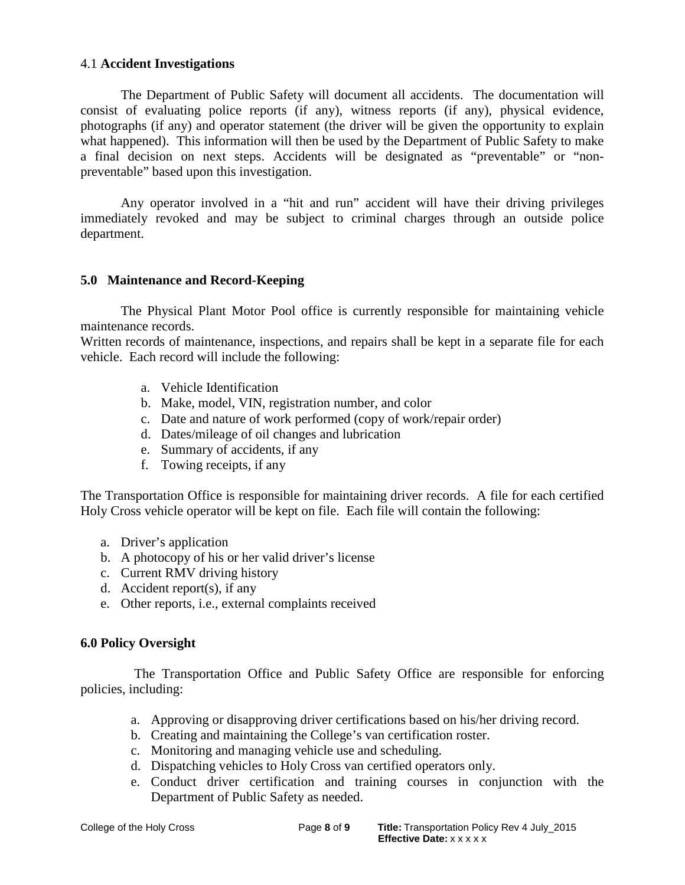### 4.1 **Accident Investigations**

The Department of Public Safety will document all accidents. The documentation will consist of evaluating police reports (if any), witness reports (if any), physical evidence, photographs (if any) and operator statement (the driver will be given the opportunity to explain what happened). This information will then be used by the Department of Public Safety to make a final decision on next steps. Accidents will be designated as "preventable" or "non-preventable" based upon this investigation.

Any operator involved in a "hit and run" accident will have their driving privileges immediately revoked and may be subject to criminal charges through an outside police department.

## 5.0 Maintenance and Record-Keeping

The Physical Plant Motor Pool office is currently responsible for maintaining vehicle maintenance records.
Written records of maintenance, inspections, and repairs shall be kept in a separate file for each vehicle. Each record will include the following:

a. Vehicle Identification
b. Make, model, VIN, registration number, and color
c. Date and nature of work performed (copy of work/repair order)
d. Dates/mileage of oil changes and lubrication
e. Summary of accidents, if any
f. Towing receipts, if any

The Transportation Office is responsible for maintaining driver records. A file for each certified Holy Cross vehicle operator will be kept on file. Each file will contain the following:

a. Driver's application
b. A photocopy of his or her valid driver's license
c. Current RMV driving history
d. Accident report(s), if any
e. Other reports, i.e., external complaints received

## 6.0 Policy Oversight

The Transportation Office and Public Safety Office are responsible for enforcing policies, including:

a. Approving or disapproving driver certifications based on his/her driving record.
b. Creating and maintaining the College's van certification roster.
c. Monitoring and managing vehicle use and scheduling.
d. Dispatching vehicles to Holy Cross van certified operators only.
e. Conduct driver certification and training courses in conjunction with the Department of Public Safety as needed.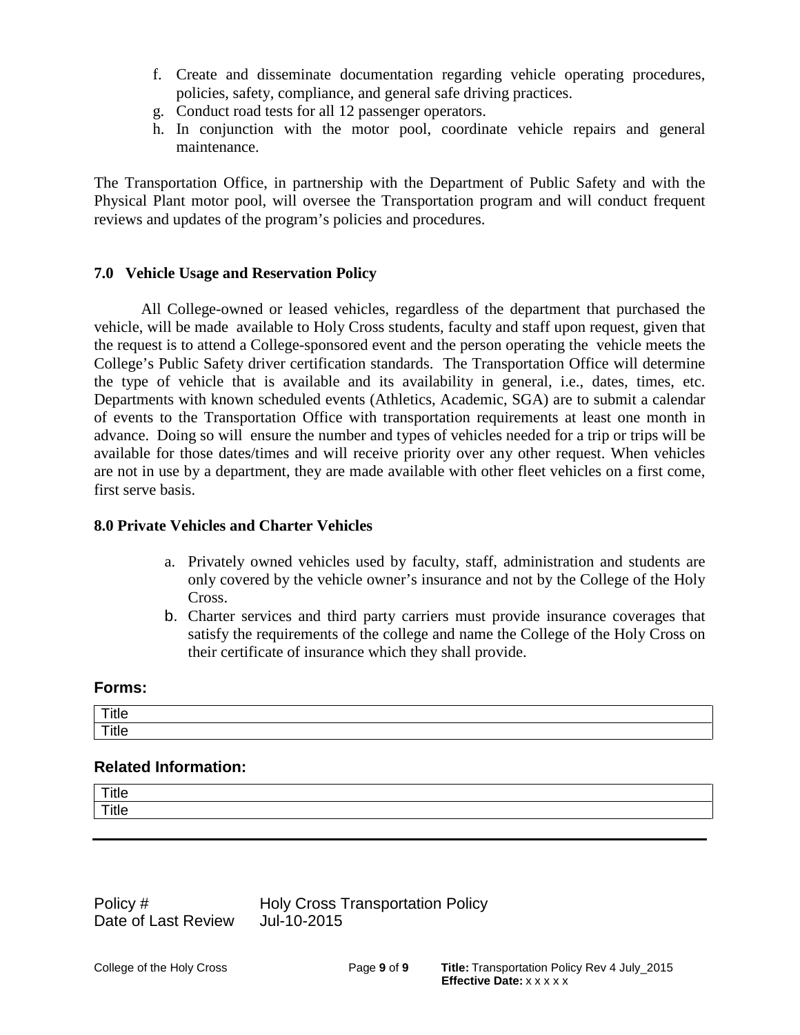f. Create and disseminate documentation regarding vehicle operating procedures, policies, safety, compliance, and general safe driving practices.
g. Conduct road tests for all 12 passenger operators.
h. In conjunction with the motor pool, coordinate vehicle repairs and general maintenance.

The Transportation Office, in partnership with the Department of Public Safety and with the Physical Plant motor pool, will oversee the Transportation program and will conduct frequent reviews and updates of the program's policies and procedures.

### 7.0 Vehicle Usage and Reservation Policy

All College-owned or leased vehicles, regardless of the department that purchased the vehicle, will be made available to Holy Cross students, faculty and staff upon request, given that the request is to attend a College-sponsored event and the person operating the vehicle meets the College's Public Safety driver certification standards. The Transportation Office will determine the type of vehicle that is available and its availability in general, i.e., dates, times, etc. Departments with known scheduled events (Athletics, Academic, SGA) are to submit a calendar of events to the Transportation Office with transportation requirements at least one month in advance. Doing so will ensure the number and types of vehicles needed for a trip or trips will be available for those dates/times and will receive priority over any other request. When vehicles are not in use by a department, they are made available with other fleet vehicles on a first come, first serve basis.

### 8.0 Private Vehicles and Charter Vehicles

a. Privately owned vehicles used by faculty, staff, administration and students are only covered by the vehicle owner's insurance and not by the College of the Holy Cross.
b. Charter services and third party carriers must provide insurance coverages that satisfy the requirements of the college and name the College of the Holy Cross on their certificate of insurance which they shall provide.

## Forms:

| |
|---|
| Title |
| Title |

## Related Information:

| |
|---|
| Title |
| Title |

Policy # Holy Cross Transportation Policy
Date of Last Review Jul-10-2015